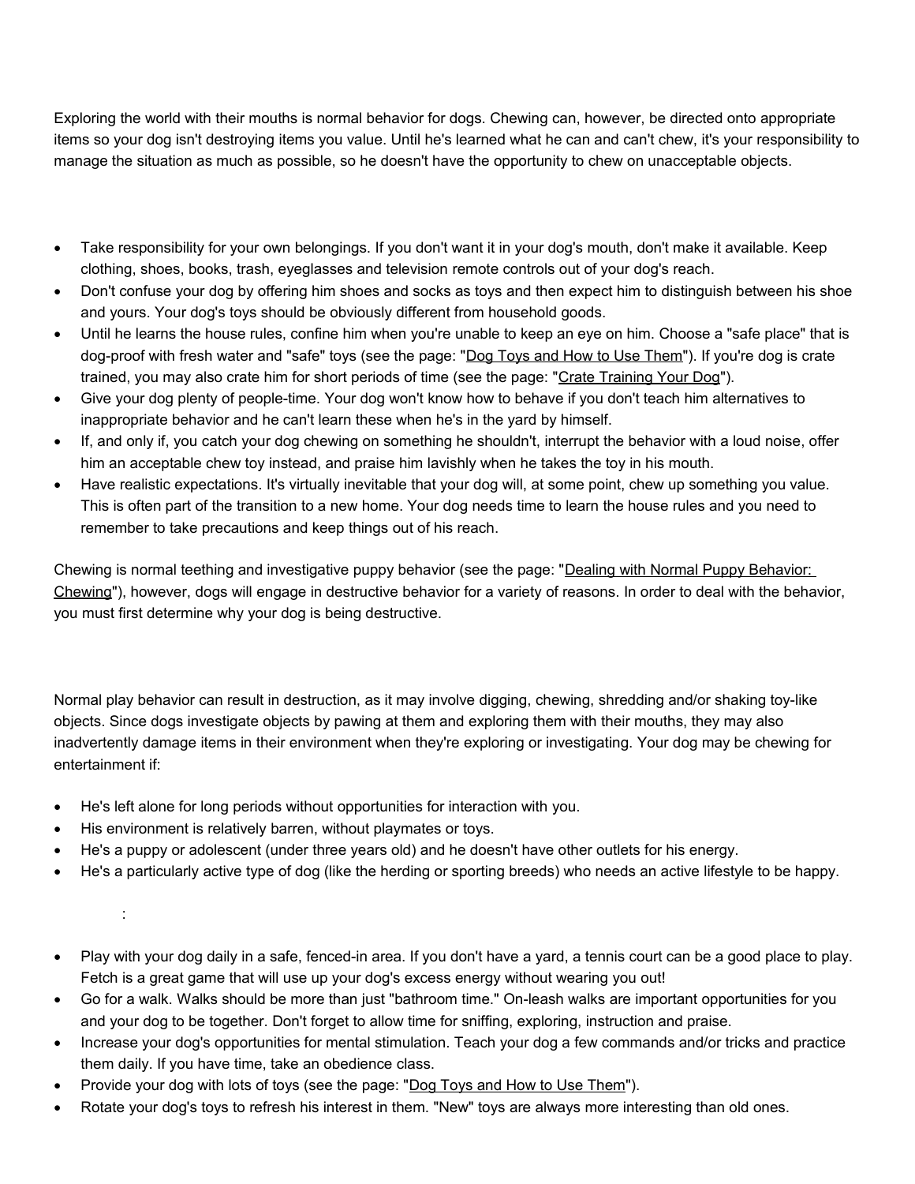Exploring the world with their mouths is normal behavior for dogs. Chewing can, however, be directed onto appropriate items so your dog isn't destroying items you value. Until he's learned what he can and can't chew, it's your responsibility to manage the situation as much as possible, so he doesn't have the opportunity to chew on unacceptable objects.

- Take responsibility for your own belongings. If you don't want it in your dog's mouth, don't make it available. Keep clothing, shoes, books, trash, eyeglasses and television remote controls out of your dog's reach.
- Don't confuse your dog by offering him shoes and socks as toys and then expect him to distinguish between his shoe and yours. Your dog's toys should be obviously different from household goods.
- Until he learns the house rules, confine him when you're unable to keep an eye on him. Choose a "safe place" that is dog-proof with fresh water and "safe" toys (see the page: "Dog Toys and How to Use Them"). If you're dog is crate trained, you may also crate him for short periods of time (see the page: "Crate Training Your Dog").
- Give your dog plenty of people-time. Your dog won't know how to behave if you don't teach him alternatives to inappropriate behavior and he can't learn these when he's in the yard by himself.
- If, and only if, you catch your dog chewing on something he shouldn't, interrupt the behavior with a loud noise, offer him an acceptable chew toy instead, and praise him lavishly when he takes the toy in his mouth.
- Have realistic expectations. It's virtually inevitable that your dog will, at some point, chew up something you value. This is often part of the transition to a new home. Your dog needs time to learn the house rules and you need to remember to take precautions and keep things out of his reach.

Chewing is normal teething and investigative puppy behavior (see the page: "Dealing with Normal Puppy Behavior: Chewing"), however, dogs will engage in destructive behavior for a variety of reasons. In order to deal with the behavior, you must first determine why your dog is being destructive.

Normal play behavior can result in destruction, as it may involve digging, chewing, shredding and/or shaking toy-like objects. Since dogs investigate objects by pawing at them and exploring them with their mouths, they may also inadvertently damage items in their environment when they're exploring or investigating. Your dog may be chewing for entertainment if:

- He's left alone for long periods without opportunities for interaction with you.
- His environment is relatively barren, without playmates or toys.
- He's a puppy or adolescent (under three years old) and he doesn't have other outlets for his energy.
- He's a particularly active type of dog (like the herding or sporting breeds) who needs an active lifestyle to be happy.

:

- Play with your dog daily in a safe, fenced-in area. If you don't have a yard, a tennis court can be a good place to play. Fetch is a great game that will use up your dog's excess energy without wearing you out!
- Go for a walk. Walks should be more than just "bathroom time." On-leash walks are important opportunities for you and your dog to be together. Don't forget to allow time for sniffing, exploring, instruction and praise.
- Increase your dog's opportunities for mental stimulation. Teach your dog a few commands and/or tricks and practice them daily. If you have time, take an obedience class.
- Provide your dog with lots of toys (see the page: "Dog Toys and How to Use Them").
- Rotate your dog's toys to refresh his interest in them. "New" toys are always more interesting than old ones.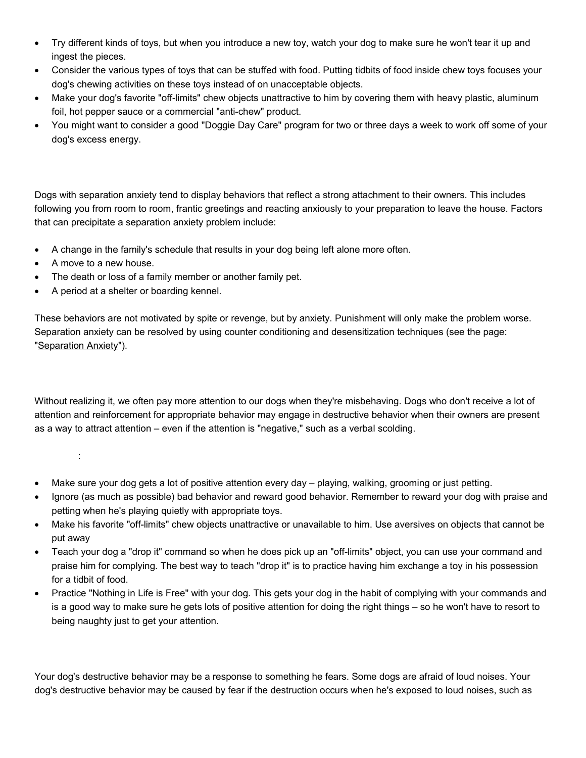- Try different kinds of toys, but when you introduce a new toy, watch your dog to make sure he won't tear it up and ingest the pieces.
- Consider the various types of toys that can be stuffed with food. Putting tidbits of food inside chew toys focuses your dog's chewing activities on these toys instead of on unacceptable objects.
- Make your dog's favorite "off-limits" chew objects unattractive to him by covering them with heavy plastic, aluminum foil, hot pepper sauce or a commercial "anti-chew" product.
- You might want to consider a good "Doggie Day Care" program for two or three days a week to work off some of your dog's excess energy.

Dogs with separation anxiety tend to display behaviors that reflect a strong attachment to their owners. This includes following you from room to room, frantic greetings and reacting anxiously to your preparation to leave the house. Factors that can precipitate a separation anxiety problem include:

- A change in the family's schedule that results in your dog being left alone more often.
- A move to a new house.
- The death or loss of a family member or another family pet.
- A period at a shelter or boarding kennel.

These behaviors are not motivated by spite or revenge, but by anxiety. Punishment will only make the problem worse. Separation anxiety can be resolved by using counter conditioning and desensitization techniques (see the page: "Separation Anxiety").

Without realizing it, we often pay more attention to our dogs when they're misbehaving. Dogs who don't receive a lot of attention and reinforcement for appropriate behavior may engage in destructive behavior when their owners are present as a way to attract attention – even if the attention is "negative," such as a verbal scolding.

:

- Make sure your dog gets a lot of positive attention every day – playing, walking, grooming or just petting.
- Ignore (as much as possible) bad behavior and reward good behavior. Remember to reward your dog with praise and petting when he's playing quietly with appropriate toys.
- Make his favorite "off-limits" chew objects unattractive or unavailable to him. Use aversives on objects that cannot be put away
- Teach your dog a "drop it" command so when he does pick up an "off-limits" object, you can use your command and praise him for complying. The best way to teach "drop it" is to practice having him exchange a toy in his possession for a tidbit of food.
- Practice "Nothing in Life is Free" with your dog. This gets your dog in the habit of complying with your commands and is a good way to make sure he gets lots of positive attention for doing the right things – so he won't have to resort to being naughty just to get your attention.

Your dog's destructive behavior may be a response to something he fears. Some dogs are afraid of loud noises. Your dog's destructive behavior may be caused by fear if the destruction occurs when he's exposed to loud noises, such as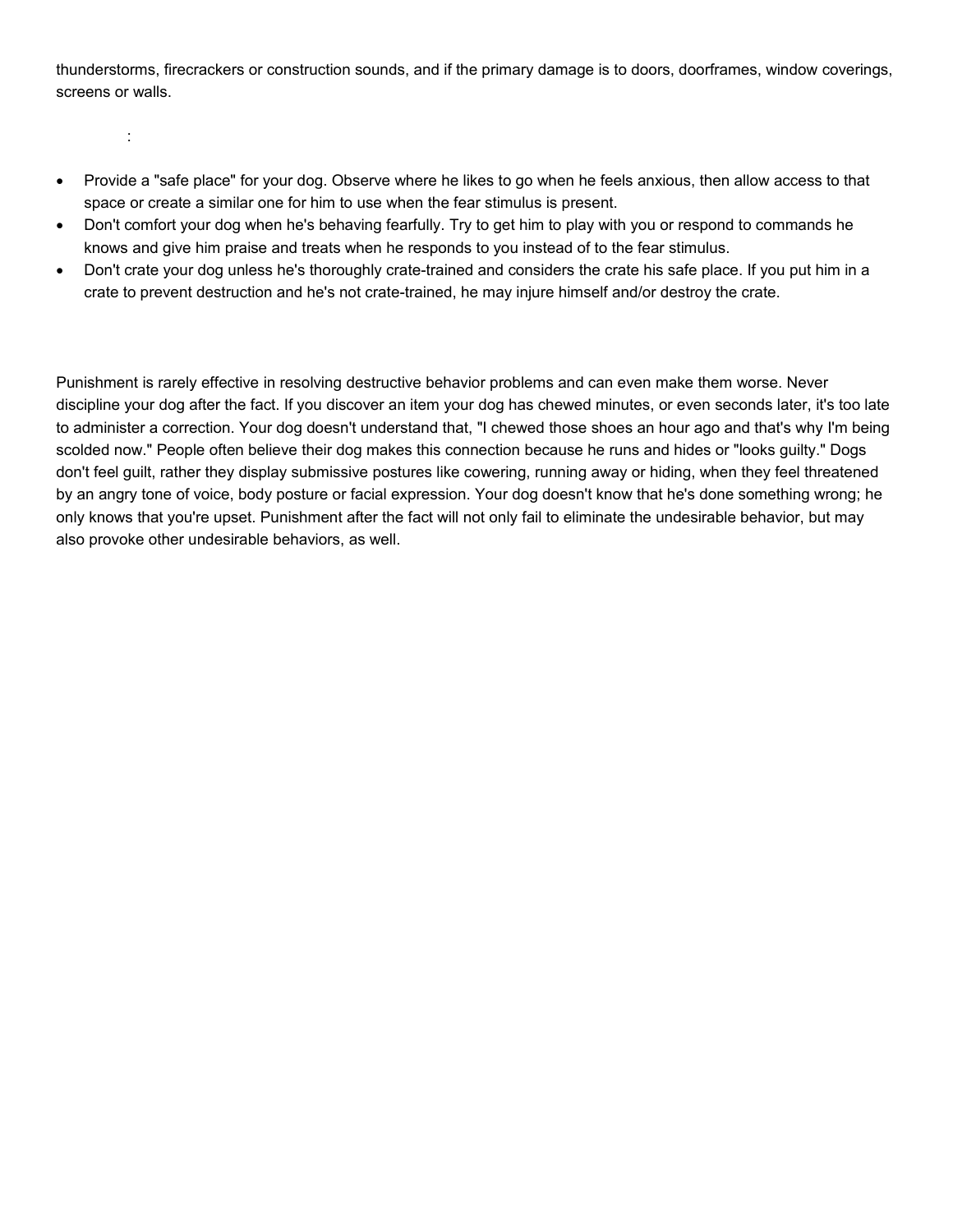thunderstorms, firecrackers or construction sounds, and if the primary damage is to doors, doorframes, window coverings, screens or walls.

:

- Provide a "safe place" for your dog. Observe where he likes to go when he feels anxious, then allow access to that space or create a similar one for him to use when the fear stimulus is present.
- Don't comfort your dog when he's behaving fearfully. Try to get him to play with you or respond to commands he knows and give him praise and treats when he responds to you instead of to the fear stimulus.
- Don't crate your dog unless he's thoroughly crate-trained and considers the crate his safe place. If you put him in a crate to prevent destruction and he's not crate-trained, he may injure himself and/or destroy the crate.

Punishment is rarely effective in resolving destructive behavior problems and can even make them worse. Never discipline your dog after the fact. If you discover an item your dog has chewed minutes, or even seconds later, it's too late to administer a correction. Your dog doesn't understand that, "I chewed those shoes an hour ago and that's why I'm being scolded now." People often believe their dog makes this connection because he runs and hides or "looks guilty." Dogs don't feel guilt, rather they display submissive postures like cowering, running away or hiding, when they feel threatened by an angry tone of voice, body posture or facial expression. Your dog doesn't know that he's done something wrong; he only knows that you're upset. Punishment after the fact will not only fail to eliminate the undesirable behavior, but may also provoke other undesirable behaviors, as well.